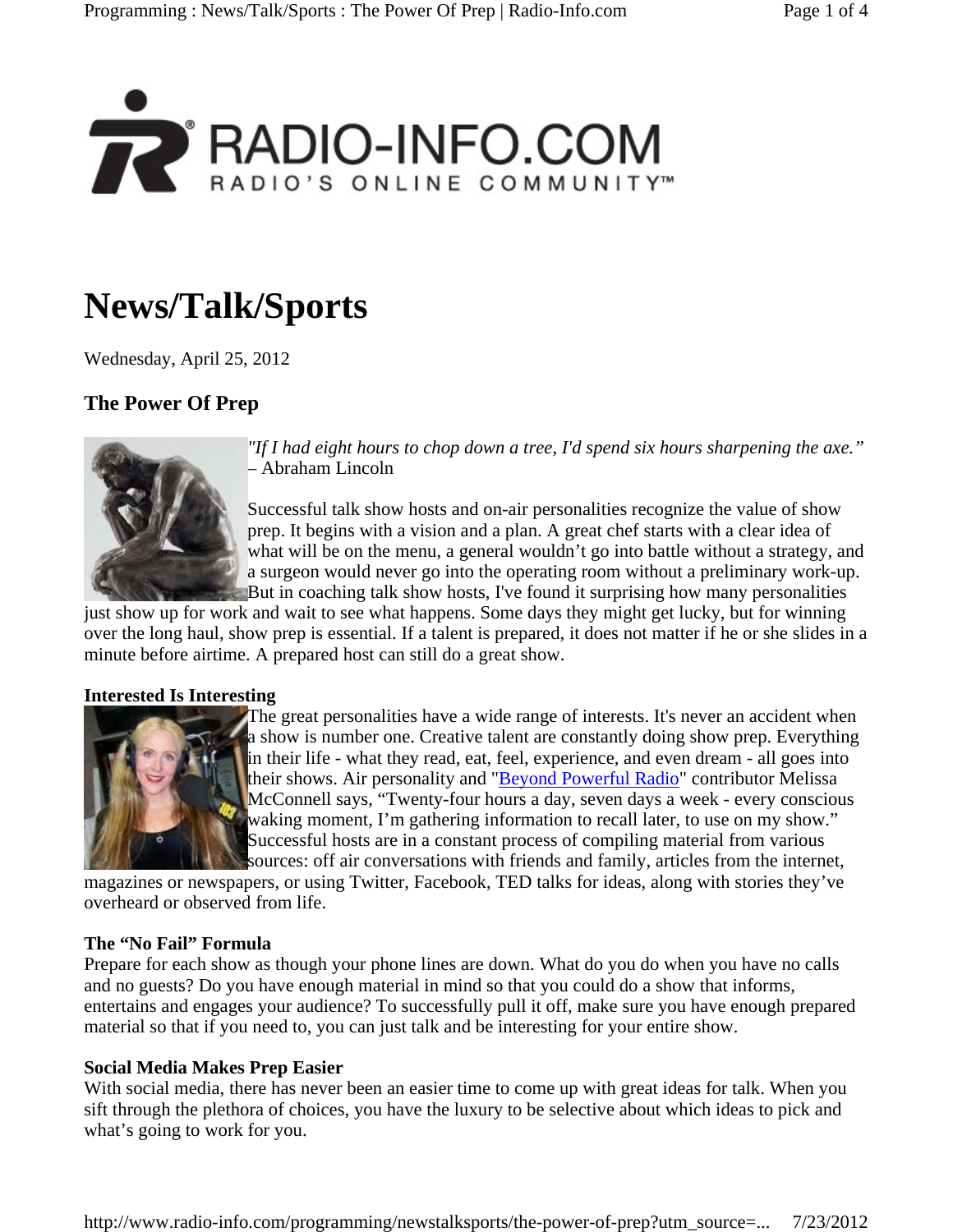RADIO-INFO.COM
RADIO'S ONLINE COMMUNITY™

# News/Talk/Sports

Wednesday, April 25, 2012

## The Power Of Prep

*"If I had eight hours to chop down a tree, I'd spend six hours sharpening the axe."* – Abraham Lincoln

Successful talk show hosts and on-air personalities recognize the value of show prep. It begins with a vision and a plan. A great chef starts with a clear idea of what will be on the menu, a general wouldn't go into battle without a strategy, and a surgeon would never go into the operating room without a preliminary work-up. But in coaching talk show hosts, I've found it surprising how many personalities just show up for work and wait to see what happens. Some days they might get lucky, but for winning over the long haul, show prep is essential. If a talent is prepared, it does not matter if he or she slides in a minute before airtime. A prepared host can still do a great show.

**Interested Is Interesting**

The great personalities have a wide range of interests. It's never an accident when a show is number one. Creative talent are constantly doing show prep. Everything in their life - what they read, eat, feel, experience, and even dream - all goes into their shows. Air personality and "Beyond Powerful Radio" contributor Melissa McConnell says, "Twenty-four hours a day, seven days a week - every conscious waking moment, I'm gathering information to recall later, to use on my show." Successful hosts are in a constant process of compiling material from various sources: off air conversations with friends and family, articles from the internet, magazines or newspapers, or using Twitter, Facebook, TED talks for ideas, along with stories they've overheard or observed from life.

**The "No Fail" Formula**

Prepare for each show as though your phone lines are down. What do you do when you have no calls and no guests? Do you have enough material in mind so that you could do a show that informs, entertains and engages your audience? To successfully pull it off, make sure you have enough prepared material so that if you need to, you can just talk and be interesting for your entire show.

**Social Media Makes Prep Easier**

With social media, there has never been an easier time to come up with great ideas for talk. When you sift through the plethora of choices, you have the luxury to be selective about which ideas to pick and what's going to work for you.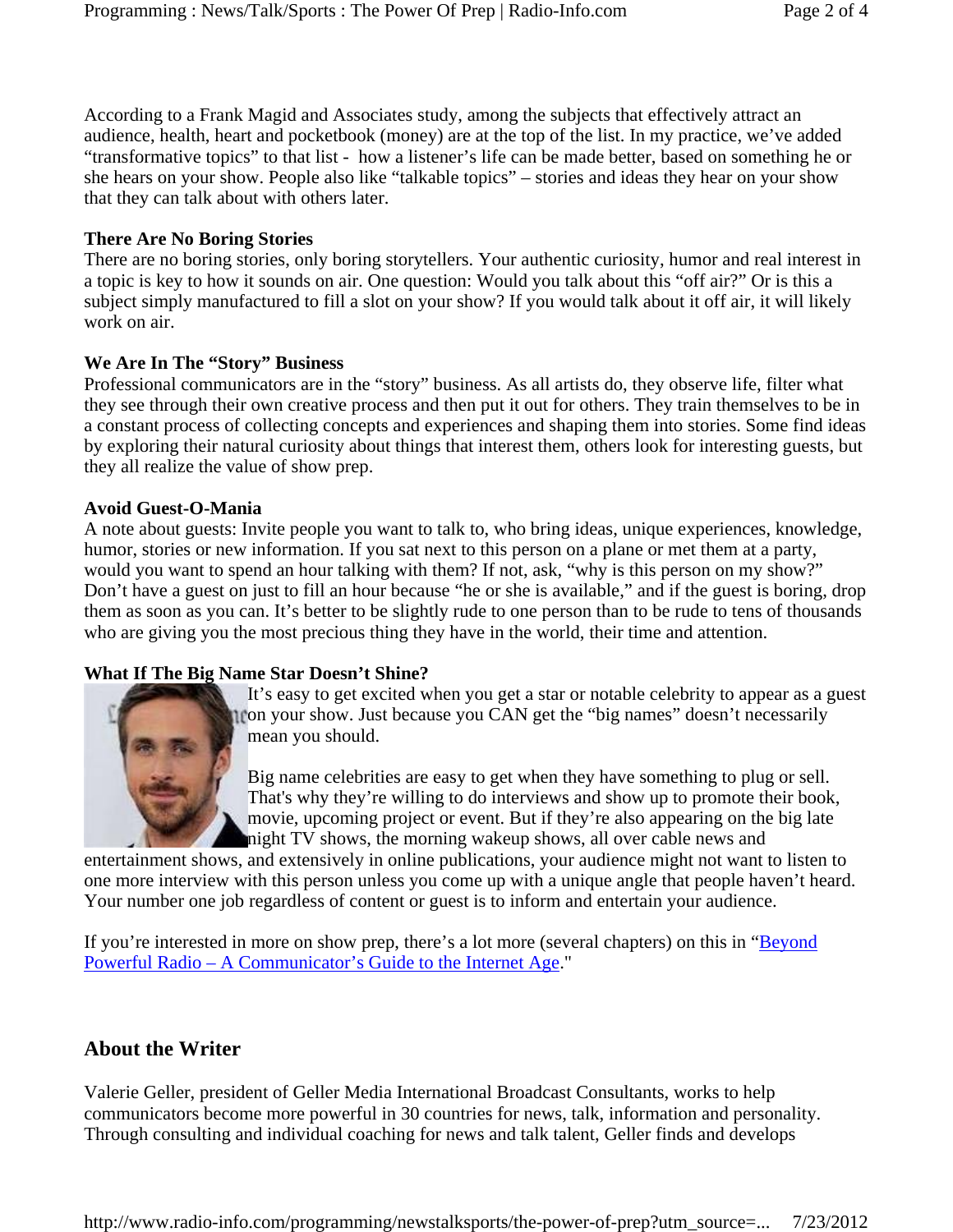According to a Frank Magid and Associates study, among the subjects that effectively attract an audience, health, heart and pocketbook (money) are at the top of the list. In my practice, we've added "transformative topics" to that list - how a listener's life can be made better, based on something he or she hears on your show. People also like "talkable topics" – stories and ideas they hear on your show that they can talk about with others later.

**There Are No Boring Stories**

There are no boring stories, only boring storytellers. Your authentic curiosity, humor and real interest in a topic is key to how it sounds on air. One question: Would you talk about this "off air?" Or is this a subject simply manufactured to fill a slot on your show? If you would talk about it off air, it will likely work on air.

**We Are In The "Story" Business**

Professional communicators are in the "story" business. As all artists do, they observe life, filter what they see through their own creative process and then put it out for others. They train themselves to be in a constant process of collecting concepts and experiences and shaping them into stories. Some find ideas by exploring their natural curiosity about things that interest them, others look for interesting guests, but they all realize the value of show prep.

**Avoid Guest-O-Mania**

A note about guests: Invite people you want to talk to, who bring ideas, unique experiences, knowledge, humor, stories or new information. If you sat next to this person on a plane or met them at a party, would you want to spend an hour talking with them? If not, ask, "why is this person on my show?" Don't have a guest on just to fill an hour because "he or she is available," and if the guest is boring, drop them as soon as you can. It's better to be slightly rude to one person than to be rude to tens of thousands who are giving you the most precious thing they have in the world, their time and attention.

**What If The Big Name Star Doesn't Shine?**

It's easy to get excited when you get a star or notable celebrity to appear as a guest on your show. Just because you CAN get the "big names" doesn't necessarily mean you should.

Big name celebrities are easy to get when they have something to plug or sell. That's why they're willing to do interviews and show up to promote their book, movie, upcoming project or event. But if they're also appearing on the big late night TV shows, the morning wakeup shows, all over cable news and entertainment shows, and extensively in online publications, your audience might not want to listen to one more interview with this person unless you come up with a unique angle that people haven't heard. Your number one job regardless of content or guest is to inform and entertain your audience.

If you're interested in more on show prep, there's a lot more (several chapters) on this in "Beyond Powerful Radio – A Communicator's Guide to the Internet Age."

## About the Writer

Valerie Geller, president of Geller Media International Broadcast Consultants, works to help communicators become more powerful in 30 countries for news, talk, information and personality. Through consulting and individual coaching for news and talk talent, Geller finds and develops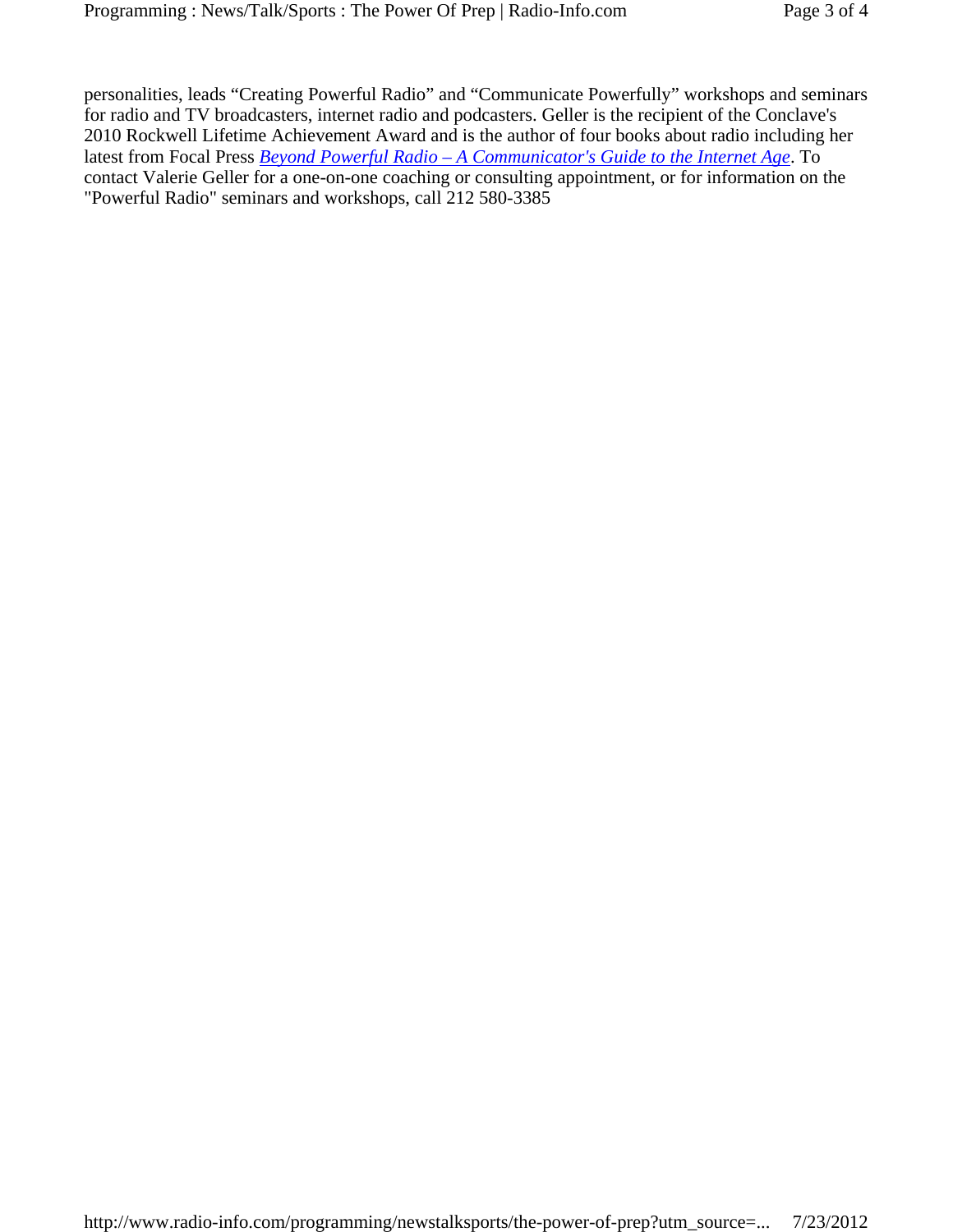personalities, leads "Creating Powerful Radio" and "Communicate Powerfully" workshops and seminars for radio and TV broadcasters, internet radio and podcasters. Geller is the recipient of the Conclave's 2010 Rockwell Lifetime Achievement Award and is the author of four books about radio including her latest from Focal Press *Beyond Powerful Radio – A Communicator's Guide to the Internet Age*. To contact Valerie Geller for a one-on-one coaching or consulting appointment, or for information on the "Powerful Radio" seminars and workshops, call 212 580-3385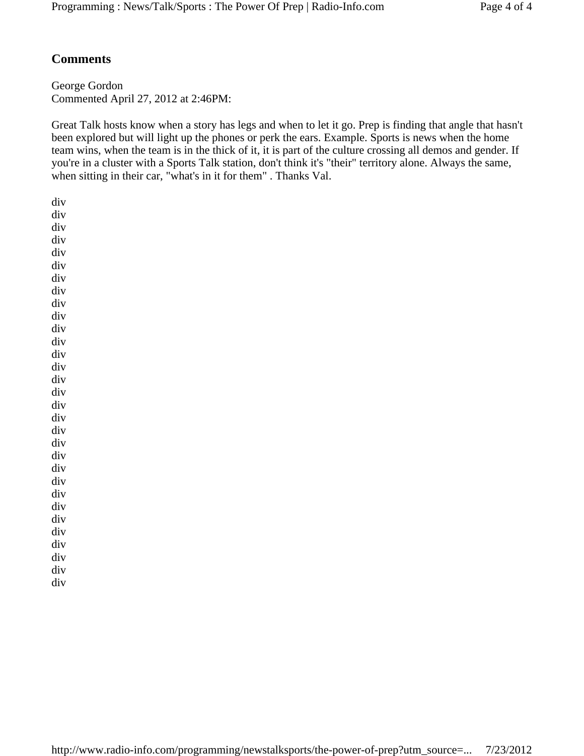## Comments

George Gordon
Commented April 27, 2012 at 2:46PM:

Great Talk hosts know when a story has legs and when to let it go. Prep is finding that angle that hasn't been explored but will light up the phones or perk the ears. Example. Sports is news when the home team wins, when the team is in the thick of it, it is part of the culture crossing all demos and gender. If you're in a cluster with a Sports Talk station, don't think it's "their" territory alone. Always the same, when sitting in their car, "what's in it for them" . Thanks Val.

div
div
div
div
div
div
div
div
div
div
div
div
div
div
div
div
div
div
div
div
div
div
div
div
div
div
div
div
div
div
div